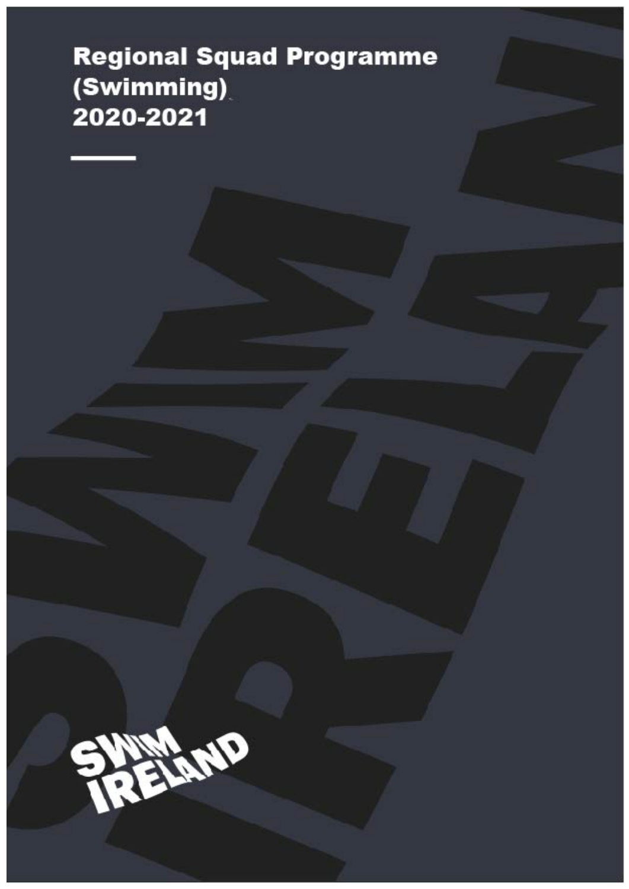# Regional Squad Programme (Swimming) 2020-2021

SWIM IRELAND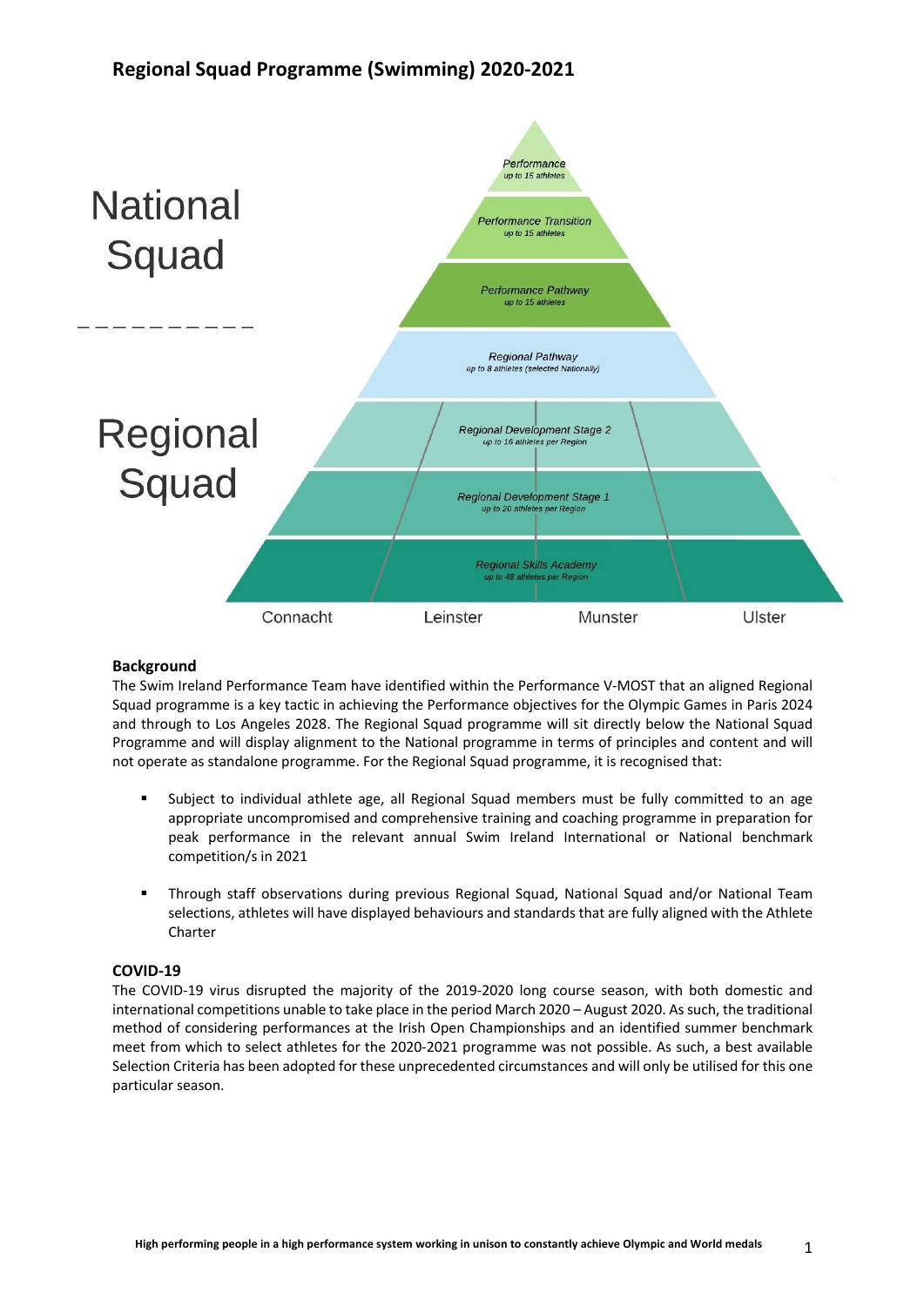# Regional Squad Programme (Swimming) 2020-2021

National Squad

- Performance – up to 15 athletes
- Performance Transition – up to 15 athletes
- Performance Pathway – up to 15 athletes

Regional Squad

- Regional Pathway – up to 8 athletes (selected Nationally)
- Regional Development Stage 2 – up to 16 athletes per Region
- Regional Development Stage 1 – up to 20 athletes per Region
- Regional Skills Academy – up to 48 athletes per Region

Connacht | Leinster | Munster | Ulster

### Background

The Swim Ireland Performance Team have identified within the Performance V-MOST that an aligned Regional Squad programme is a key tactic in achieving the Performance objectives for the Olympic Games in Paris 2024 and through to Los Angeles 2028. The Regional Squad programme will sit directly below the National Squad Programme and will display alignment to the National programme in terms of principles and content and will not operate as standalone programme. For the Regional Squad programme, it is recognised that:

- Subject to individual athlete age, all Regional Squad members must be fully committed to an age appropriate uncompromised and comprehensive training and coaching programme in preparation for peak performance in the relevant annual Swim Ireland International or National benchmark competition/s in 2021
- Through staff observations during previous Regional Squad, National Squad and/or National Team selections, athletes will have displayed behaviours and standards that are fully aligned with the Athlete Charter

### COVID-19

The COVID-19 virus disrupted the majority of the 2019-2020 long course season, with both domestic and international competitions unable to take place in the period March 2020 – August 2020. As such, the traditional method of considering performances at the Irish Open Championships and an identified summer benchmark meet from which to select athletes for the 2020-2021 programme was not possible. As such, a best available Selection Criteria has been adopted for these unprecedented circumstances and will only be utilised for this one particular season.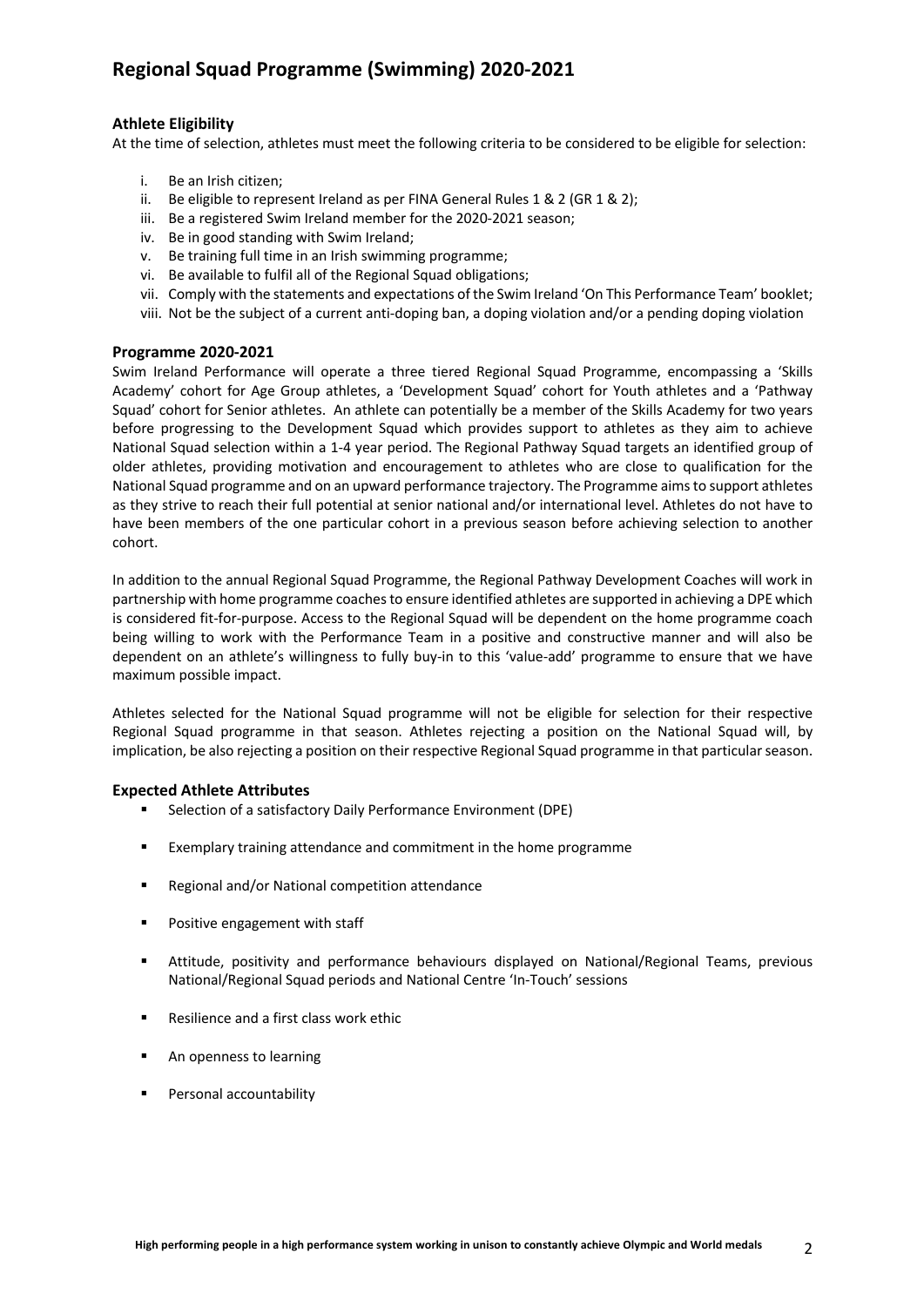# Regional Squad Programme (Swimming) 2020-2021

### Athlete Eligibility

At the time of selection, athletes must meet the following criteria to be considered to be eligible for selection:

i. Be an Irish citizen;
ii. Be eligible to represent Ireland as per FINA General Rules 1 & 2 (GR 1 & 2);
iii. Be a registered Swim Ireland member for the 2020-2021 season;
iv. Be in good standing with Swim Ireland;
v. Be training full time in an Irish swimming programme;
vi. Be available to fulfil all of the Regional Squad obligations;
vii. Comply with the statements and expectations of the Swim Ireland 'On This Performance Team' booklet;
viii. Not be the subject of a current anti-doping ban, a doping violation and/or a pending doping violation

### Programme 2020-2021

Swim Ireland Performance will operate a three tiered Regional Squad Programme, encompassing a 'Skills Academy' cohort for Age Group athletes, a 'Development Squad' cohort for Youth athletes and a 'Pathway Squad' cohort for Senior athletes. An athlete can potentially be a member of the Skills Academy for two years before progressing to the Development Squad which provides support to athletes as they aim to achieve National Squad selection within a 1-4 year period. The Regional Pathway Squad targets an identified group of older athletes, providing motivation and encouragement to athletes who are close to qualification for the National Squad programme and on an upward performance trajectory. The Programme aims to support athletes as they strive to reach their full potential at senior national and/or international level. Athletes do not have to have been members of the one particular cohort in a previous season before achieving selection to another cohort.

In addition to the annual Regional Squad Programme, the Regional Pathway Development Coaches will work in partnership with home programme coaches to ensure identified athletes are supported in achieving a DPE which is considered fit-for-purpose. Access to the Regional Squad will be dependent on the home programme coach being willing to work with the Performance Team in a positive and constructive manner and will also be dependent on an athlete's willingness to fully buy-in to this 'value-add' programme to ensure that we have maximum possible impact.

Athletes selected for the National Squad programme will not be eligible for selection for their respective Regional Squad programme in that season. Athletes rejecting a position on the National Squad will, by implication, be also rejecting a position on their respective Regional Squad programme in that particular season.

### Expected Athlete Attributes

- Selection of a satisfactory Daily Performance Environment (DPE)
- Exemplary training attendance and commitment in the home programme
- Regional and/or National competition attendance
- Positive engagement with staff
- Attitude, positivity and performance behaviours displayed on National/Regional Teams, previous National/Regional Squad periods and National Centre 'In-Touch' sessions
- Resilience and a first class work ethic
- An openness to learning
- Personal accountability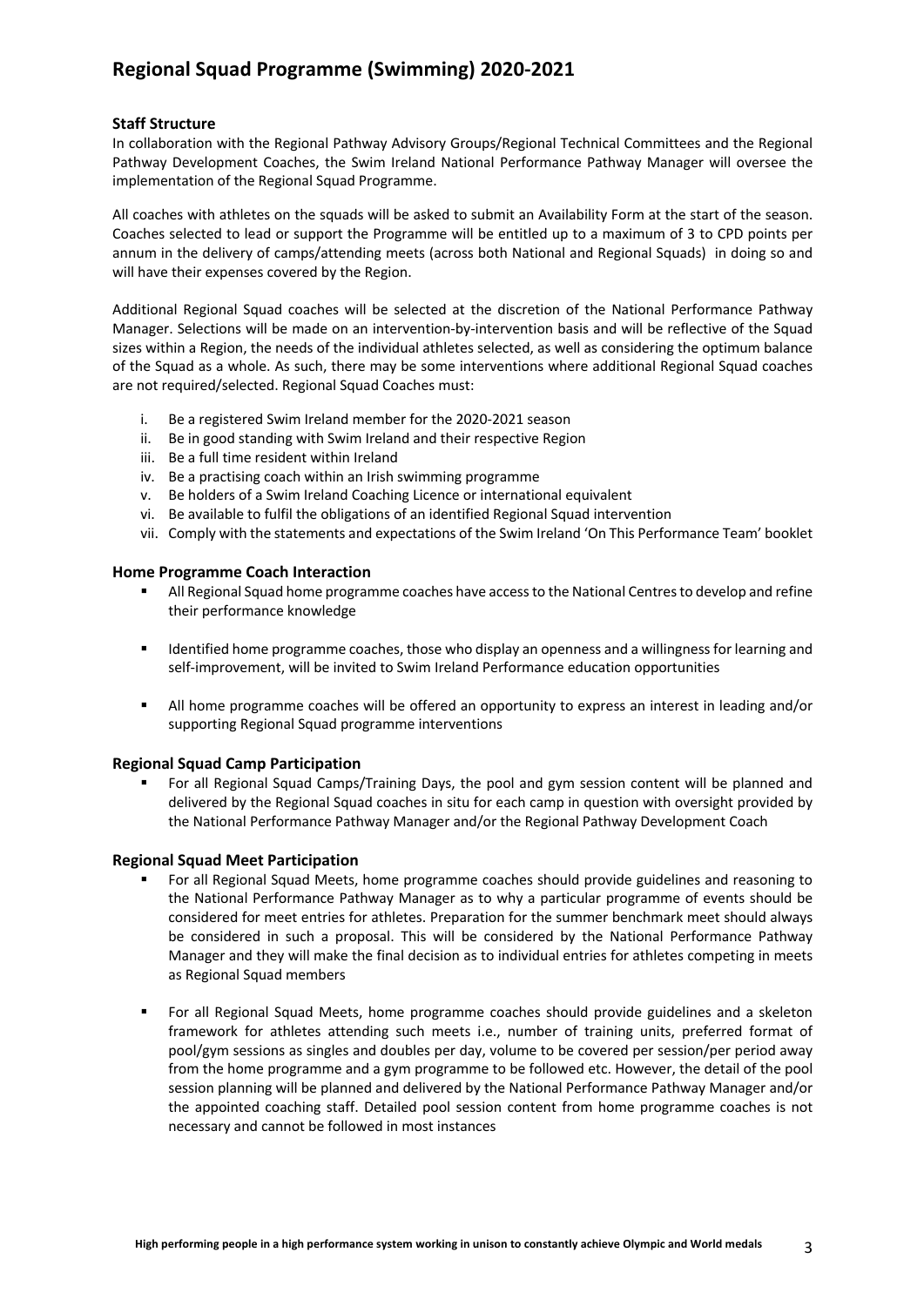## Regional Squad Programme (Swimming) 2020-2021

### Staff Structure

In collaboration with the Regional Pathway Advisory Groups/Regional Technical Committees and the Regional Pathway Development Coaches, the Swim Ireland National Performance Pathway Manager will oversee the implementation of the Regional Squad Programme.

All coaches with athletes on the squads will be asked to submit an Availability Form at the start of the season. Coaches selected to lead or support the Programme will be entitled up to a maximum of 3 to CPD points per annum in the delivery of camps/attending meets (across both National and Regional Squads) in doing so and will have their expenses covered by the Region.

Additional Regional Squad coaches will be selected at the discretion of the National Performance Pathway Manager. Selections will be made on an intervention-by-intervention basis and will be reflective of the Squad sizes within a Region, the needs of the individual athletes selected, as well as considering the optimum balance of the Squad as a whole. As such, there may be some interventions where additional Regional Squad coaches are not required/selected. Regional Squad Coaches must:

i. Be a registered Swim Ireland member for the 2020-2021 season
ii. Be in good standing with Swim Ireland and their respective Region
iii. Be a full time resident within Ireland
iv. Be a practising coach within an Irish swimming programme
v. Be holders of a Swim Ireland Coaching Licence or international equivalent
vi. Be available to fulfil the obligations of an identified Regional Squad intervention
vii. Comply with the statements and expectations of the Swim Ireland 'On This Performance Team' booklet

### Home Programme Coach Interaction

- All Regional Squad home programme coaches have access to the National Centres to develop and refine their performance knowledge
- Identified home programme coaches, those who display an openness and a willingness for learning and self-improvement, will be invited to Swim Ireland Performance education opportunities
- All home programme coaches will be offered an opportunity to express an interest in leading and/or supporting Regional Squad programme interventions

### Regional Squad Camp Participation

- For all Regional Squad Camps/Training Days, the pool and gym session content will be planned and delivered by the Regional Squad coaches in situ for each camp in question with oversight provided by the National Performance Pathway Manager and/or the Regional Pathway Development Coach

### Regional Squad Meet Participation

- For all Regional Squad Meets, home programme coaches should provide guidelines and reasoning to the National Performance Pathway Manager as to why a particular programme of events should be considered for meet entries for athletes. Preparation for the summer benchmark meet should always be considered in such a proposal. This will be considered by the National Performance Pathway Manager and they will make the final decision as to individual entries for athletes competing in meets as Regional Squad members
- For all Regional Squad Meets, home programme coaches should provide guidelines and a skeleton framework for athletes attending such meets i.e., number of training units, preferred format of pool/gym sessions as singles and doubles per day, volume to be covered per session/per period away from the home programme and a gym programme to be followed etc. However, the detail of the pool session planning will be planned and delivered by the National Performance Pathway Manager and/or the appointed coaching staff. Detailed pool session content from home programme coaches is not necessary and cannot be followed in most instances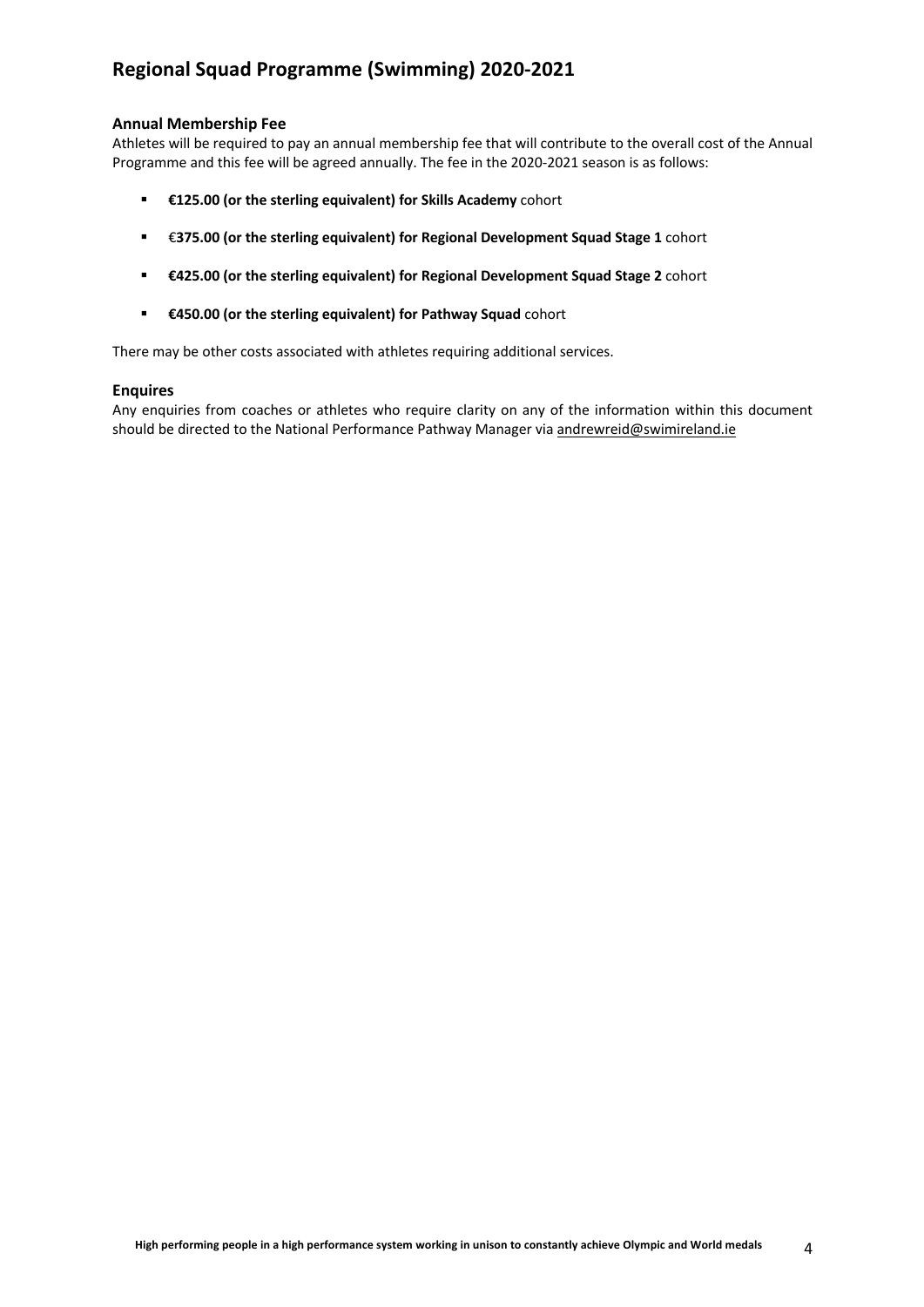## Annual Membership Fee

Athletes will be required to pay an annual membership fee that will contribute to the overall cost of the Annual Programme and this fee will be agreed annually. The fee in the 2020-2021 season is as follows:

- **€125.00 (or the sterling equivalent) for Skills Academy** cohort
- €**375.00 (or the sterling equivalent) for Regional Development Squad Stage 1** cohort
- **€425.00 (or the sterling equivalent) for Regional Development Squad Stage 2** cohort
- **€450.00 (or the sterling equivalent) for Pathway Squad** cohort

There may be other costs associated with athletes requiring additional services.

## Enquires

Any enquiries from coaches or athletes who require clarity on any of the information within this document should be directed to the National Performance Pathway Manager via andrewreid@swimireland.ie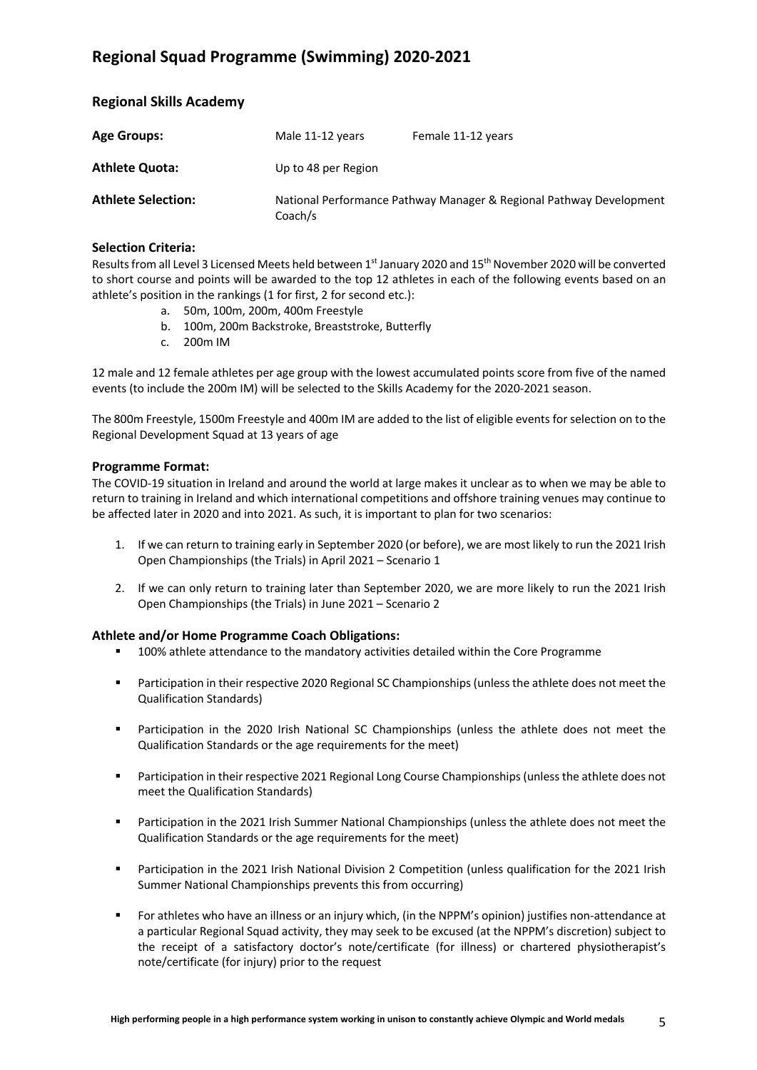# Regional Squad Programme (Swimming) 2020-2021

## Regional Skills Academy

| | | |
|---|---|---|
| **Age Groups:** | Male 11-12 years | Female 11-12 years |
| **Athlete Quota:** | Up to 48 per Region | |
| **Athlete Selection:** | National Performance Pathway Manager & Regional Pathway Development Coach/s | |

### Selection Criteria:

Results from all Level 3 Licensed Meets held between 1st January 2020 and 15th November 2020 will be converted to short course and points will be awarded to the top 12 athletes in each of the following events based on an athlete's position in the rankings (1 for first, 2 for second etc.):

a. 50m, 100m, 200m, 400m Freestyle
b. 100m, 200m Backstroke, Breaststroke, Butterfly
c. 200m IM

12 male and 12 female athletes per age group with the lowest accumulated points score from five of the named events (to include the 200m IM) will be selected to the Skills Academy for the 2020-2021 season.

The 800m Freestyle, 1500m Freestyle and 400m IM are added to the list of eligible events for selection on to the Regional Development Squad at 13 years of age

### Programme Format:

The COVID-19 situation in Ireland and around the world at large makes it unclear as to when we may be able to return to training in Ireland and which international competitions and offshore training venues may continue to be affected later in 2020 and into 2021. As such, it is important to plan for two scenarios:

1. If we can return to training early in September 2020 (or before), we are most likely to run the 2021 Irish Open Championships (the Trials) in April 2021 – Scenario 1

2. If we can only return to training later than September 2020, we are more likely to run the 2021 Irish Open Championships (the Trials) in June 2021 – Scenario 2

### Athlete and/or Home Programme Coach Obligations:

- 100% athlete attendance to the mandatory activities detailed within the Core Programme

- Participation in their respective 2020 Regional SC Championships (unless the athlete does not meet the Qualification Standards)

- Participation in the 2020 Irish National SC Championships (unless the athlete does not meet the Qualification Standards or the age requirements for the meet)

- Participation in their respective 2021 Regional Long Course Championships (unless the athlete does not meet the Qualification Standards)

- Participation in the 2021 Irish Summer National Championships (unless the athlete does not meet the Qualification Standards or the age requirements for the meet)

- Participation in the 2021 Irish National Division 2 Competition (unless qualification for the 2021 Irish Summer National Championships prevents this from occurring)

- For athletes who have an illness or an injury which, (in the NPPM's opinion) justifies non-attendance at a particular Regional Squad activity, they may seek to be excused (at the NPPM's discretion) subject to the receipt of a satisfactory doctor's note/certificate (for illness) or chartered physiotherapist's note/certificate (for injury) prior to the request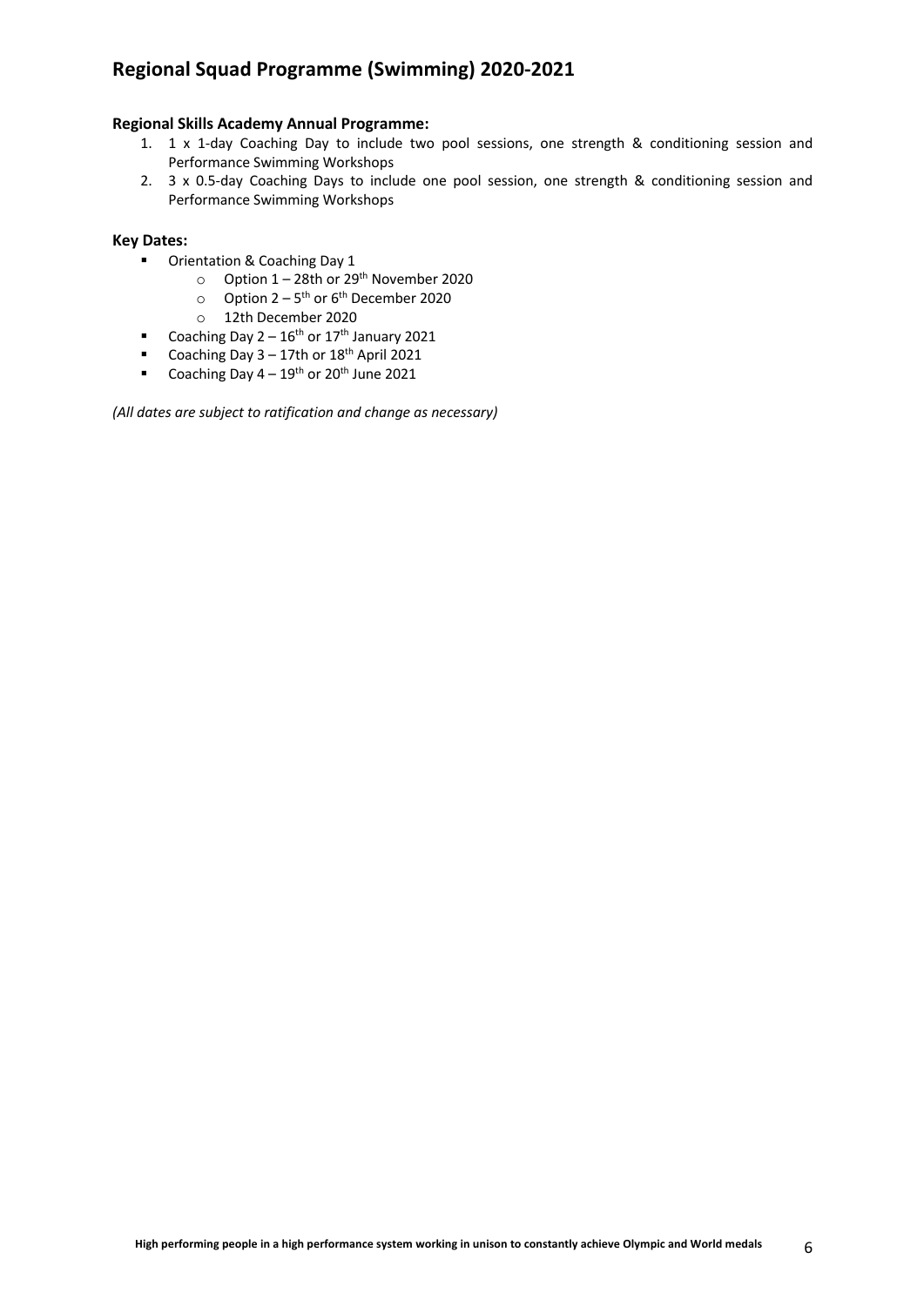# Regional Squad Programme (Swimming) 2020-2021

**Regional Skills Academy Annual Programme:**

1. 1 x 1-day Coaching Day to include two pool sessions, one strength & conditioning session and Performance Swimming Workshops
2. 3 x 0.5-day Coaching Days to include one pool session, one strength & conditioning session and Performance Swimming Workshops

**Key Dates:**

- Orientation & Coaching Day 1
  - Option 1 – 28th or 29th November 2020
  - Option 2 – 5th or 6th December 2020
  - 12th December 2020
- Coaching Day 2 – 16th or 17th January 2021
- Coaching Day 3 – 17th or 18th April 2021
- Coaching Day 4 – 19th or 20th June 2021

*(All dates are subject to ratification and change as necessary)*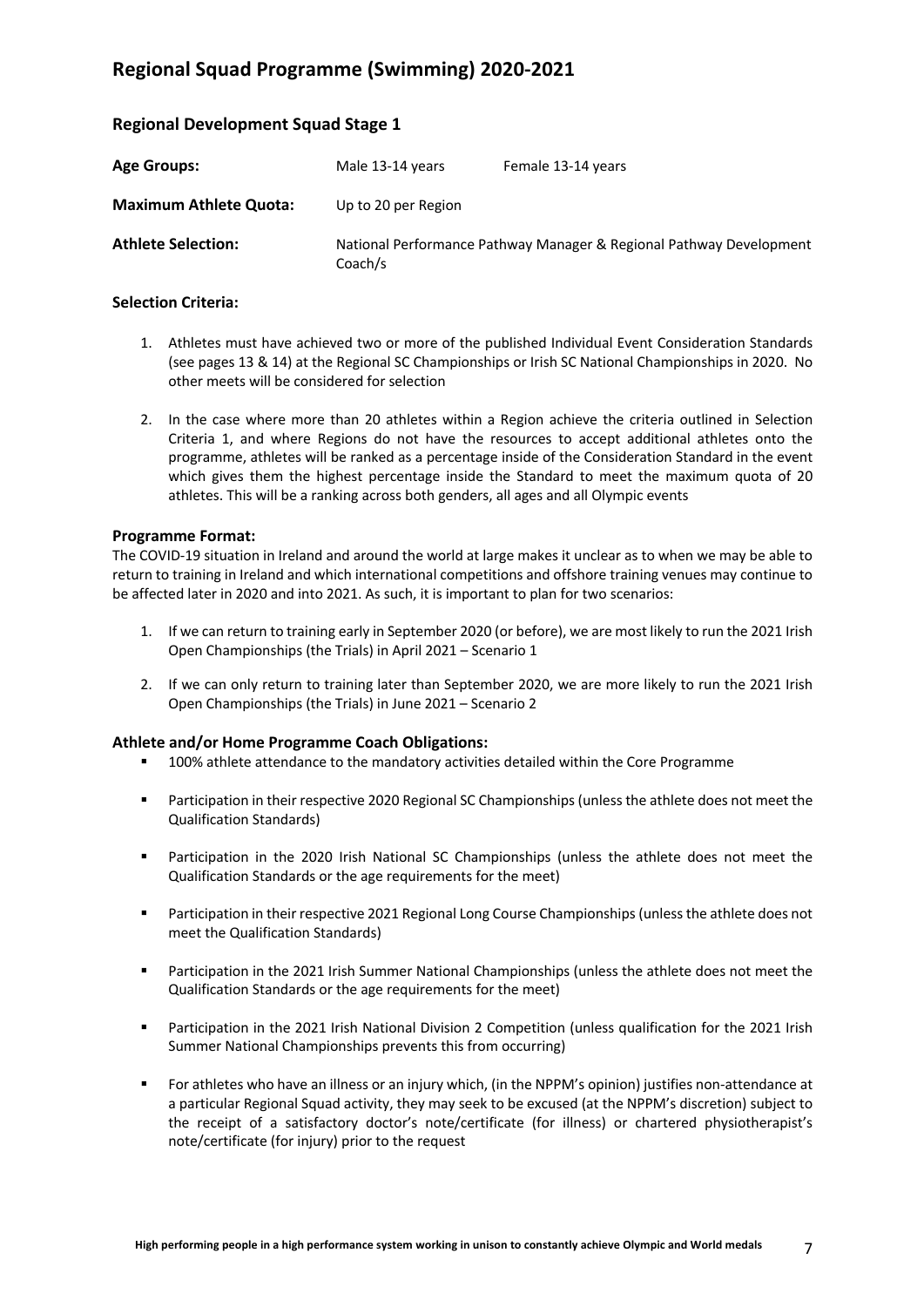# Regional Squad Programme (Swimming) 2020-2021

## Regional Development Squad Stage 1

| | | |
|---|---|---|
| **Age Groups:** | Male 13-14 years | Female 13-14 years |
| **Maximum Athlete Quota:** | Up to 20 per Region | |
| **Athlete Selection:** | National Performance Pathway Manager & Regional Pathway Development Coach/s | |

### Selection Criteria:

1. Athletes must have achieved two or more of the published Individual Event Consideration Standards (see pages 13 & 14) at the Regional SC Championships or Irish SC National Championships in 2020. No other meets will be considered for selection
2. In the case where more than 20 athletes within a Region achieve the criteria outlined in Selection Criteria 1, and where Regions do not have the resources to accept additional athletes onto the programme, athletes will be ranked as a percentage inside of the Consideration Standard in the event which gives them the highest percentage inside the Standard to meet the maximum quota of 20 athletes. This will be a ranking across both genders, all ages and all Olympic events

### Programme Format:

The COVID-19 situation in Ireland and around the world at large makes it unclear as to when we may be able to return to training in Ireland and which international competitions and offshore training venues may continue to be affected later in 2020 and into 2021. As such, it is important to plan for two scenarios:

1. If we can return to training early in September 2020 (or before), we are most likely to run the 2021 Irish Open Championships (the Trials) in April 2021 – Scenario 1
2. If we can only return to training later than September 2020, we are more likely to run the 2021 Irish Open Championships (the Trials) in June 2021 – Scenario 2

### Athlete and/or Home Programme Coach Obligations:

- 100% athlete attendance to the mandatory activities detailed within the Core Programme
- Participation in their respective 2020 Regional SC Championships (unless the athlete does not meet the Qualification Standards)
- Participation in the 2020 Irish National SC Championships (unless the athlete does not meet the Qualification Standards or the age requirements for the meet)
- Participation in their respective 2021 Regional Long Course Championships (unless the athlete does not meet the Qualification Standards)
- Participation in the 2021 Irish Summer National Championships (unless the athlete does not meet the Qualification Standards or the age requirements for the meet)
- Participation in the 2021 Irish National Division 2 Competition (unless qualification for the 2021 Irish Summer National Championships prevents this from occurring)
- For athletes who have an illness or an injury which, (in the NPPM's opinion) justifies non-attendance at a particular Regional Squad activity, they may seek to be excused (at the NPPM's discretion) subject to the receipt of a satisfactory doctor's note/certificate (for illness) or chartered physiotherapist's note/certificate (for injury) prior to the request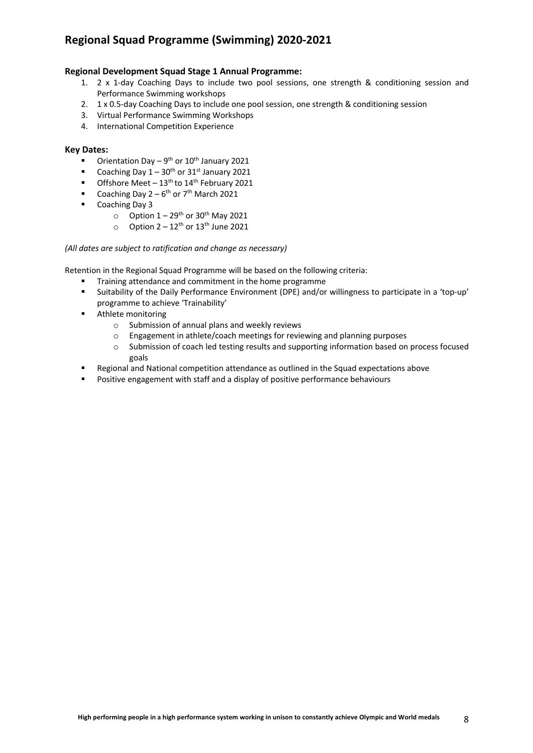## Regional Squad Programme (Swimming) 2020-2021

**Regional Development Squad Stage 1 Annual Programme:**

1. 2 x 1-day Coaching Days to include two pool sessions, one strength & conditioning session and Performance Swimming workshops
2. 1 x 0.5-day Coaching Days to include one pool session, one strength & conditioning session
3. Virtual Performance Swimming Workshops
4. International Competition Experience

### Key Dates:

- Orientation Day – 9th or 10th January 2021
- Coaching Day 1 – 30th or 31st January 2021
- Offshore Meet – 13th to 14th February 2021
- Coaching Day 2 – 6th or 7th March 2021
- Coaching Day 3
  - Option 1 – 29th or 30th May 2021
  - Option 2 – 12th or 13th June 2021

*(All dates are subject to ratification and change as necessary)*

Retention in the Regional Squad Programme will be based on the following criteria:

- Training attendance and commitment in the home programme
- Suitability of the Daily Performance Environment (DPE) and/or willingness to participate in a 'top-up' programme to achieve 'Trainability'
- Athlete monitoring
  - Submission of annual plans and weekly reviews
  - Engagement in athlete/coach meetings for reviewing and planning purposes
  - Submission of coach led testing results and supporting information based on process focused goals
- Regional and National competition attendance as outlined in the Squad expectations above
- Positive engagement with staff and a display of positive performance behaviours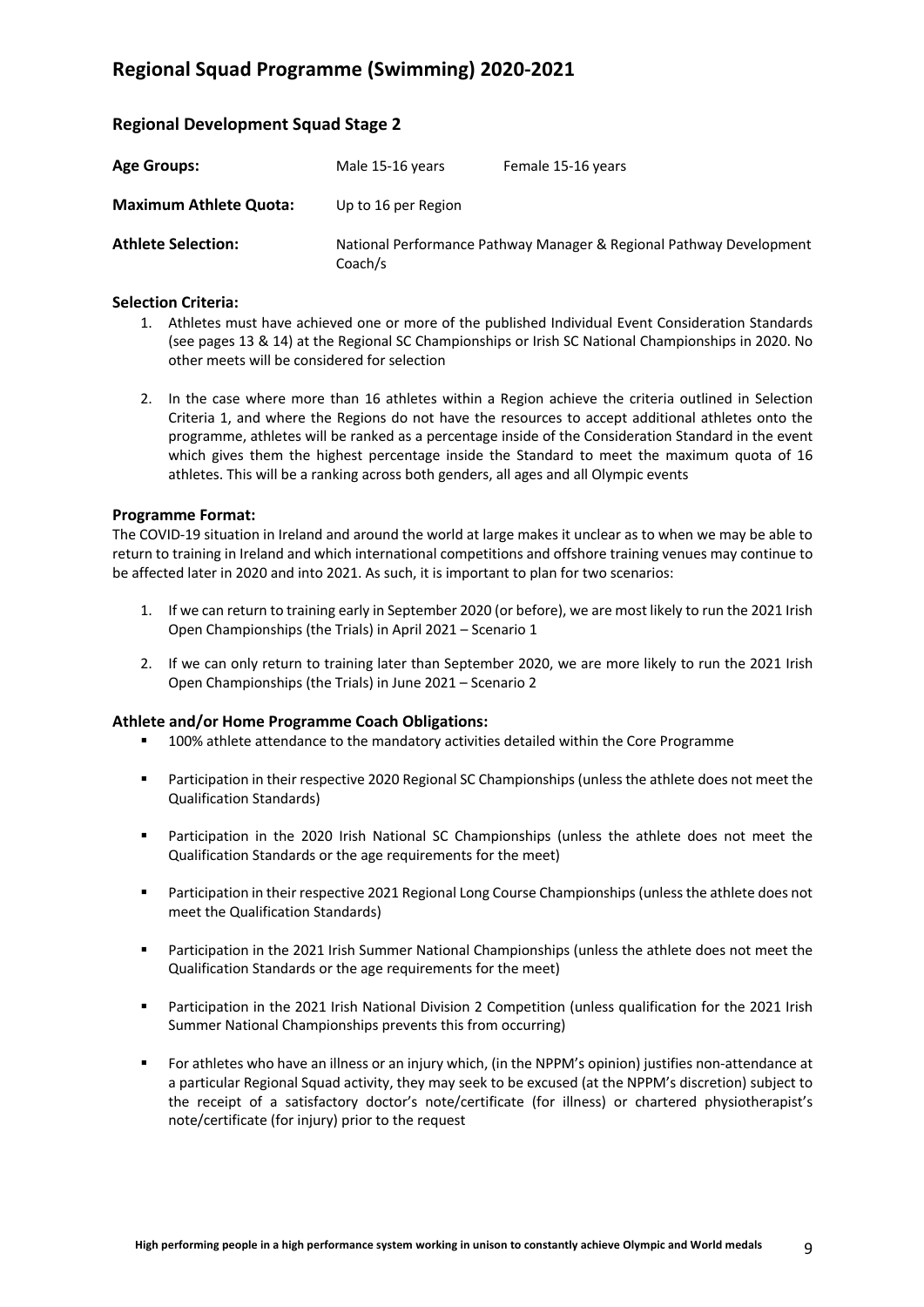# Regional Squad Programme (Swimming) 2020-2021

## Regional Development Squad Stage 2

| | | |
|---|---|---|
| **Age Groups:** | Male 15-16 years | Female 15-16 years |
| **Maximum Athlete Quota:** | Up to 16 per Region | |
| **Athlete Selection:** | National Performance Pathway Manager & Regional Pathway Development Coach/s | |

### Selection Criteria:

1. Athletes must have achieved one or more of the published Individual Event Consideration Standards (see pages 13 & 14) at the Regional SC Championships or Irish SC National Championships in 2020. No other meets will be considered for selection

2. In the case where more than 16 athletes within a Region achieve the criteria outlined in Selection Criteria 1, and where the Regions do not have the resources to accept additional athletes onto the programme, athletes will be ranked as a percentage inside of the Consideration Standard in the event which gives them the highest percentage inside the Standard to meet the maximum quota of 16 athletes. This will be a ranking across both genders, all ages and all Olympic events

### Programme Format:

The COVID-19 situation in Ireland and around the world at large makes it unclear as to when we may be able to return to training in Ireland and which international competitions and offshore training venues may continue to be affected later in 2020 and into 2021. As such, it is important to plan for two scenarios:

1. If we can return to training early in September 2020 (or before), we are most likely to run the 2021 Irish Open Championships (the Trials) in April 2021 – Scenario 1

2. If we can only return to training later than September 2020, we are more likely to run the 2021 Irish Open Championships (the Trials) in June 2021 – Scenario 2

### Athlete and/or Home Programme Coach Obligations:

- 100% athlete attendance to the mandatory activities detailed within the Core Programme
- Participation in their respective 2020 Regional SC Championships (unless the athlete does not meet the Qualification Standards)
- Participation in the 2020 Irish National SC Championships (unless the athlete does not meet the Qualification Standards or the age requirements for the meet)
- Participation in their respective 2021 Regional Long Course Championships (unless the athlete does not meet the Qualification Standards)
- Participation in the 2021 Irish Summer National Championships (unless the athlete does not meet the Qualification Standards or the age requirements for the meet)
- Participation in the 2021 Irish National Division 2 Competition (unless qualification for the 2021 Irish Summer National Championships prevents this from occurring)
- For athletes who have an illness or an injury which, (in the NPPM's opinion) justifies non-attendance at a particular Regional Squad activity, they may seek to be excused (at the NPPM's discretion) subject to the receipt of a satisfactory doctor's note/certificate (for illness) or chartered physiotherapist's note/certificate (for injury) prior to the request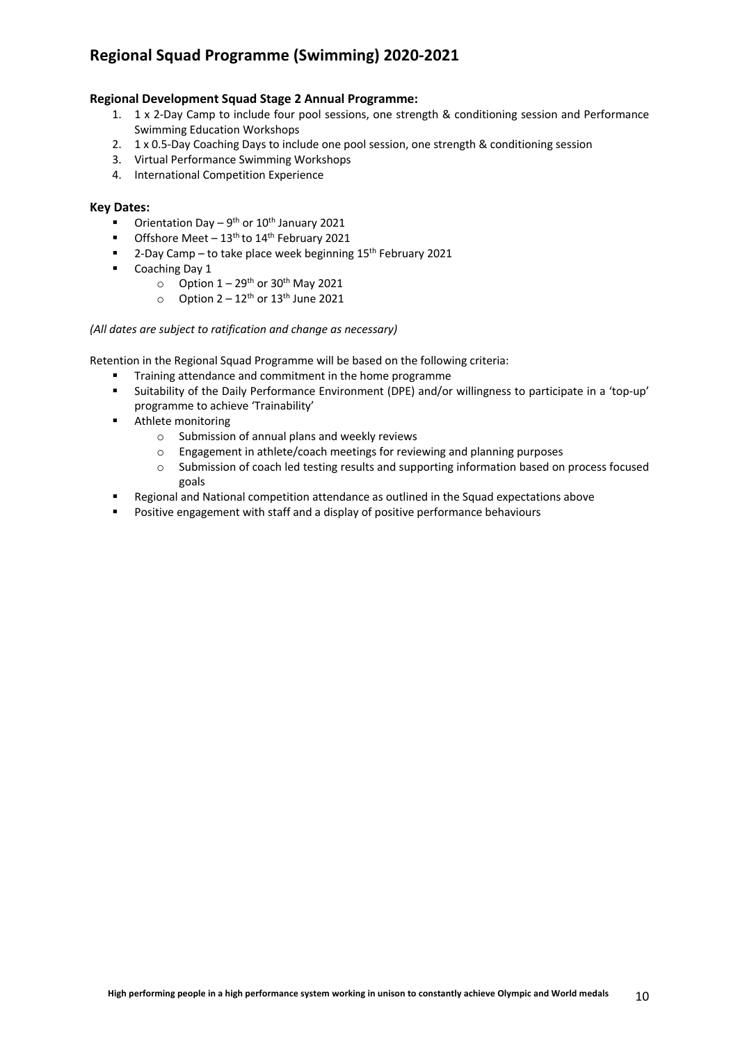## Regional Squad Programme (Swimming) 2020-2021

### Regional Development Squad Stage 2 Annual Programme:

1. 1 x 2-Day Camp to include four pool sessions, one strength & conditioning session and Performance Swimming Education Workshops
2. 1 x 0.5-Day Coaching Days to include one pool session, one strength & conditioning session
3. Virtual Performance Swimming Workshops
4. International Competition Experience

### Key Dates:

- Orientation Day – 9th or 10th January 2021
- Offshore Meet – 13th to 14th February 2021
- 2-Day Camp – to take place week beginning 15th February 2021
- Coaching Day 1
  - Option 1 – 29th or 30th May 2021
  - Option 2 – 12th or 13th June 2021

*(All dates are subject to ratification and change as necessary)*

Retention in the Regional Squad Programme will be based on the following criteria:

- Training attendance and commitment in the home programme
- Suitability of the Daily Performance Environment (DPE) and/or willingness to participate in a 'top-up' programme to achieve 'Trainability'
- Athlete monitoring
  - Submission of annual plans and weekly reviews
  - Engagement in athlete/coach meetings for reviewing and planning purposes
  - Submission of coach led testing results and supporting information based on process focused goals
- Regional and National competition attendance as outlined in the Squad expectations above
- Positive engagement with staff and a display of positive performance behaviours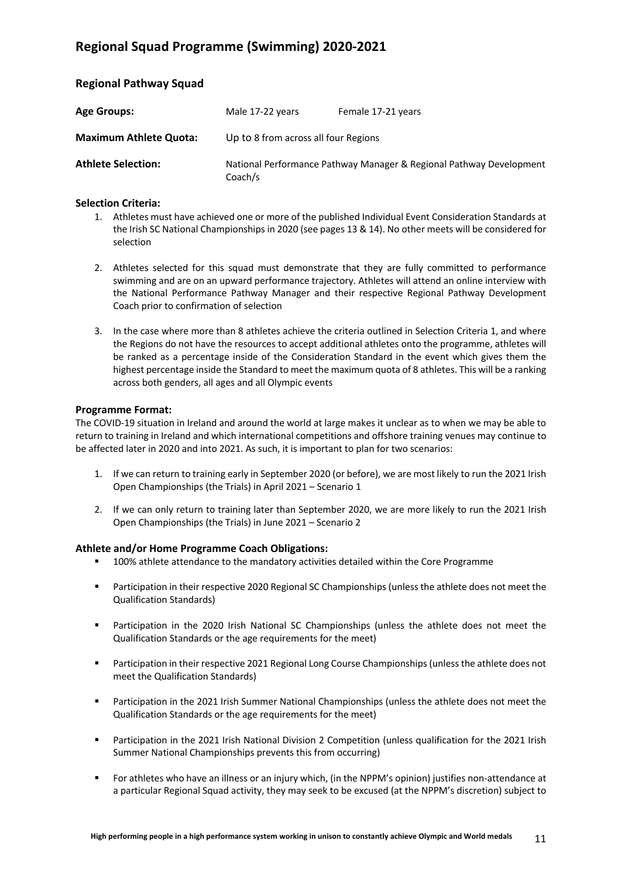# Regional Squad Programme (Swimming) 2020-2021

## Regional Pathway Squad

| | | |
|---|---|---|
| **Age Groups:** | Male 17-22 years | Female 17-21 years |
| **Maximum Athlete Quota:** | Up to 8 from across all four Regions | |
| **Athlete Selection:** | National Performance Pathway Manager & Regional Pathway Development Coach/s | |

### Selection Criteria:

1. Athletes must have achieved one or more of the published Individual Event Consideration Standards at the Irish SC National Championships in 2020 (see pages 13 & 14). No other meets will be considered for selection

2. Athletes selected for this squad must demonstrate that they are fully committed to performance swimming and are on an upward performance trajectory. Athletes will attend an online interview with the National Performance Pathway Manager and their respective Regional Pathway Development Coach prior to confirmation of selection

3. In the case where more than 8 athletes achieve the criteria outlined in Selection Criteria 1, and where the Regions do not have the resources to accept additional athletes onto the programme, athletes will be ranked as a percentage inside of the Consideration Standard in the event which gives them the highest percentage inside the Standard to meet the maximum quota of 8 athletes. This will be a ranking across both genders, all ages and all Olympic events

### Programme Format:

The COVID-19 situation in Ireland and around the world at large makes it unclear as to when we may be able to return to training in Ireland and which international competitions and offshore training venues may continue to be affected later in 2020 and into 2021. As such, it is important to plan for two scenarios:

1. If we can return to training early in September 2020 (or before), we are most likely to run the 2021 Irish Open Championships (the Trials) in April 2021 – Scenario 1

2. If we can only return to training later than September 2020, we are more likely to run the 2021 Irish Open Championships (the Trials) in June 2021 – Scenario 2

### Athlete and/or Home Programme Coach Obligations:

- 100% athlete attendance to the mandatory activities detailed within the Core Programme

- Participation in their respective 2020 Regional SC Championships (unless the athlete does not meet the Qualification Standards)

- Participation in the 2020 Irish National SC Championships (unless the athlete does not meet the Qualification Standards or the age requirements for the meet)

- Participation in their respective 2021 Regional Long Course Championships (unless the athlete does not meet the Qualification Standards)

- Participation in the 2021 Irish Summer National Championships (unless the athlete does not meet the Qualification Standards or the age requirements for the meet)

- Participation in the 2021 Irish National Division 2 Competition (unless qualification for the 2021 Irish Summer National Championships prevents this from occurring)

- For athletes who have an illness or an injury which, (in the NPPM's opinion) justifies non-attendance at a particular Regional Squad activity, they may seek to be excused (at the NPPM's discretion) subject to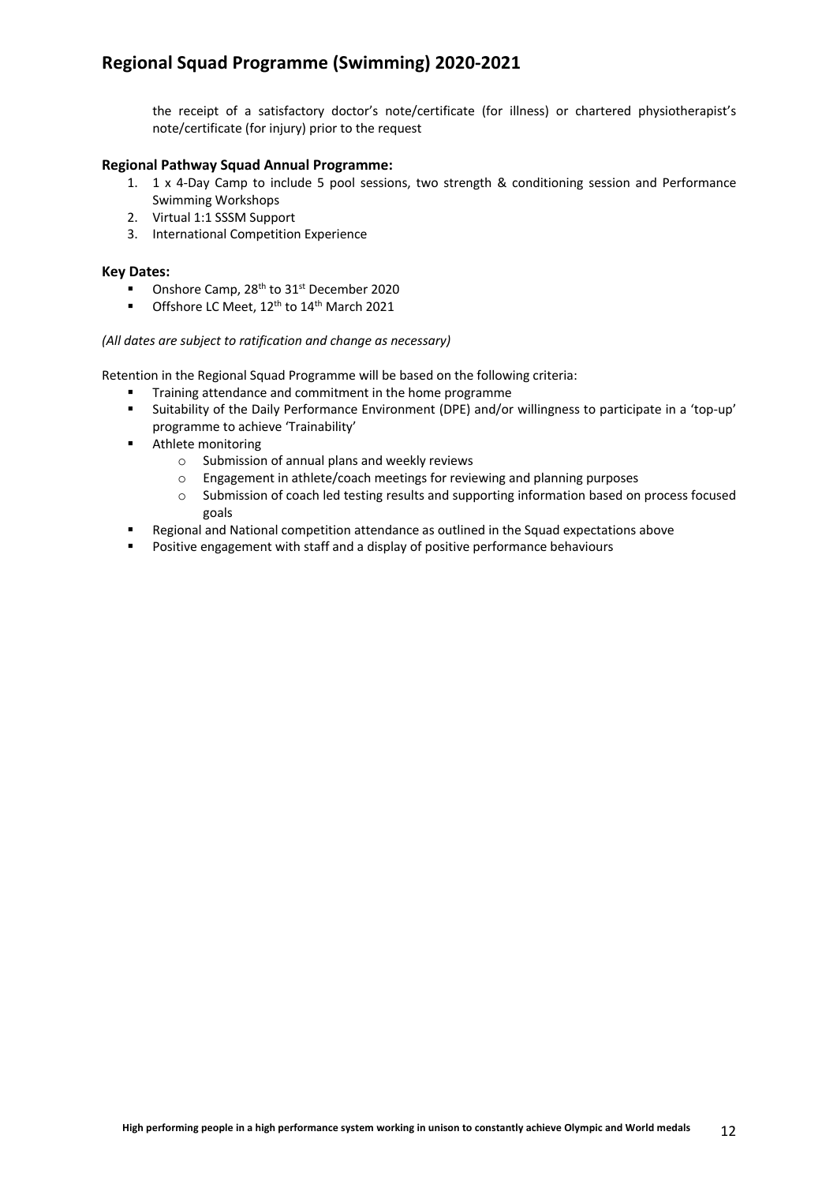the receipt of a satisfactory doctor's note/certificate (for illness) or chartered physiotherapist's note/certificate (for injury) prior to the request

**Regional Pathway Squad Annual Programme:**

1. 1 x 4-Day Camp to include 5 pool sessions, two strength & conditioning session and Performance Swimming Workshops
2. Virtual 1:1 SSSM Support
3. International Competition Experience

**Key Dates:**

- Onshore Camp, 28th to 31st December 2020
- Offshore LC Meet, 12th to 14th March 2021

*(All dates are subject to ratification and change as necessary)*

Retention in the Regional Squad Programme will be based on the following criteria:

- Training attendance and commitment in the home programme
- Suitability of the Daily Performance Environment (DPE) and/or willingness to participate in a 'top-up' programme to achieve 'Trainability'
- Athlete monitoring
  - Submission of annual plans and weekly reviews
  - Engagement in athlete/coach meetings for reviewing and planning purposes
  - Submission of coach led testing results and supporting information based on process focused goals
- Regional and National competition attendance as outlined in the Squad expectations above
- Positive engagement with staff and a display of positive performance behaviours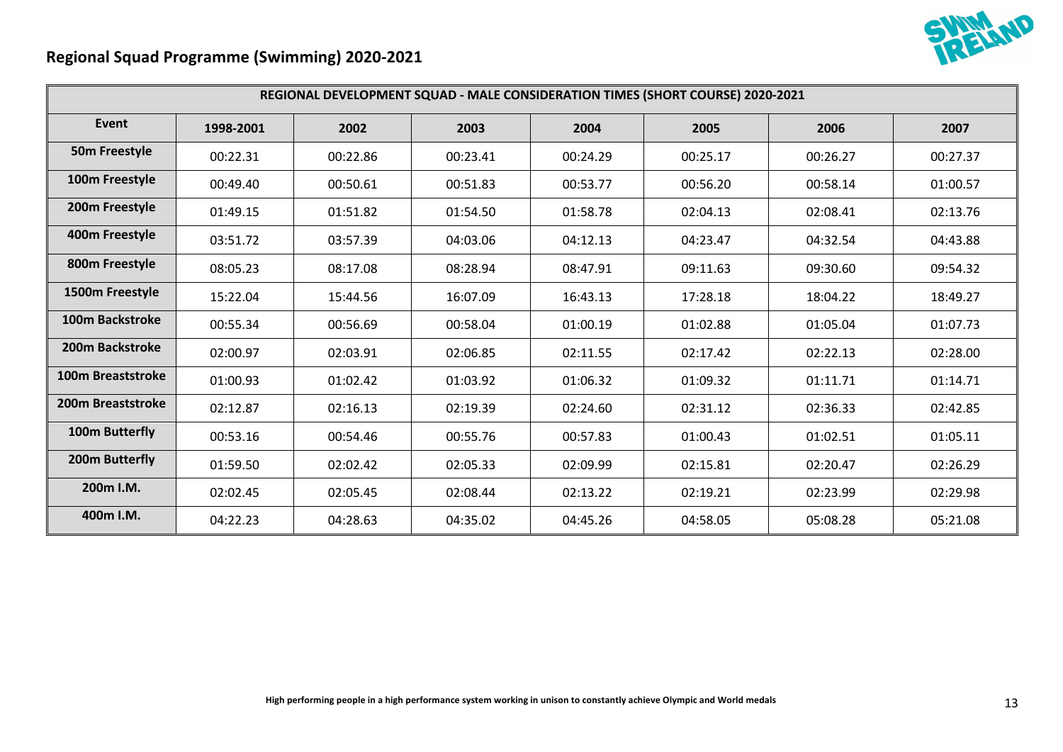## Regional Squad Programme (Swimming) 2020-2021

| REGIONAL DEVELOPMENT SQUAD - MALE CONSIDERATION TIMES (SHORT COURSE) 2020-2021 | | | | | | | |
|---|---|---|---|---|---|---|---|
| **Event** | **1998-2001** | **2002** | **2003** | **2004** | **2005** | **2006** | **2007** |
| **50m Freestyle** | 00:22.31 | 00:22.86 | 00:23.41 | 00:24.29 | 00:25.17 | 00:26.27 | 00:27.37 |
| **100m Freestyle** | 00:49.40 | 00:50.61 | 00:51.83 | 00:53.77 | 00:56.20 | 00:58.14 | 01:00.57 |
| **200m Freestyle** | 01:49.15 | 01:51.82 | 01:54.50 | 01:58.78 | 02:04.13 | 02:08.41 | 02:13.76 |
| **400m Freestyle** | 03:51.72 | 03:57.39 | 04:03.06 | 04:12.13 | 04:23.47 | 04:32.54 | 04:43.88 |
| **800m Freestyle** | 08:05.23 | 08:17.08 | 08:28.94 | 08:47.91 | 09:11.63 | 09:30.60 | 09:54.32 |
| **1500m Freestyle** | 15:22.04 | 15:44.56 | 16:07.09 | 16:43.13 | 17:28.18 | 18:04.22 | 18:49.27 |
| **100m Backstroke** | 00:55.34 | 00:56.69 | 00:58.04 | 01:00.19 | 01:02.88 | 01:05.04 | 01:07.73 |
| **200m Backstroke** | 02:00.97 | 02:03.91 | 02:06.85 | 02:11.55 | 02:17.42 | 02:22.13 | 02:28.00 |
| **100m Breaststroke** | 01:00.93 | 01:02.42 | 01:03.92 | 01:06.32 | 01:09.32 | 01:11.71 | 01:14.71 |
| **200m Breaststroke** | 02:12.87 | 02:16.13 | 02:19.39 | 02:24.60 | 02:31.12 | 02:36.33 | 02:42.85 |
| **100m Butterfly** | 00:53.16 | 00:54.46 | 00:55.76 | 00:57.83 | 01:00.43 | 01:02.51 | 01:05.11 |
| **200m Butterfly** | 01:59.50 | 02:02.42 | 02:05.33 | 02:09.99 | 02:15.81 | 02:20.47 | 02:26.29 |
| **200m I.M.** | 02:02.45 | 02:05.45 | 02:08.44 | 02:13.22 | 02:19.21 | 02:23.99 | 02:29.98 |
| **400m I.M.** | 04:22.23 | 04:28.63 | 04:35.02 | 04:45.26 | 04:58.05 | 05:08.28 | 05:21.08 |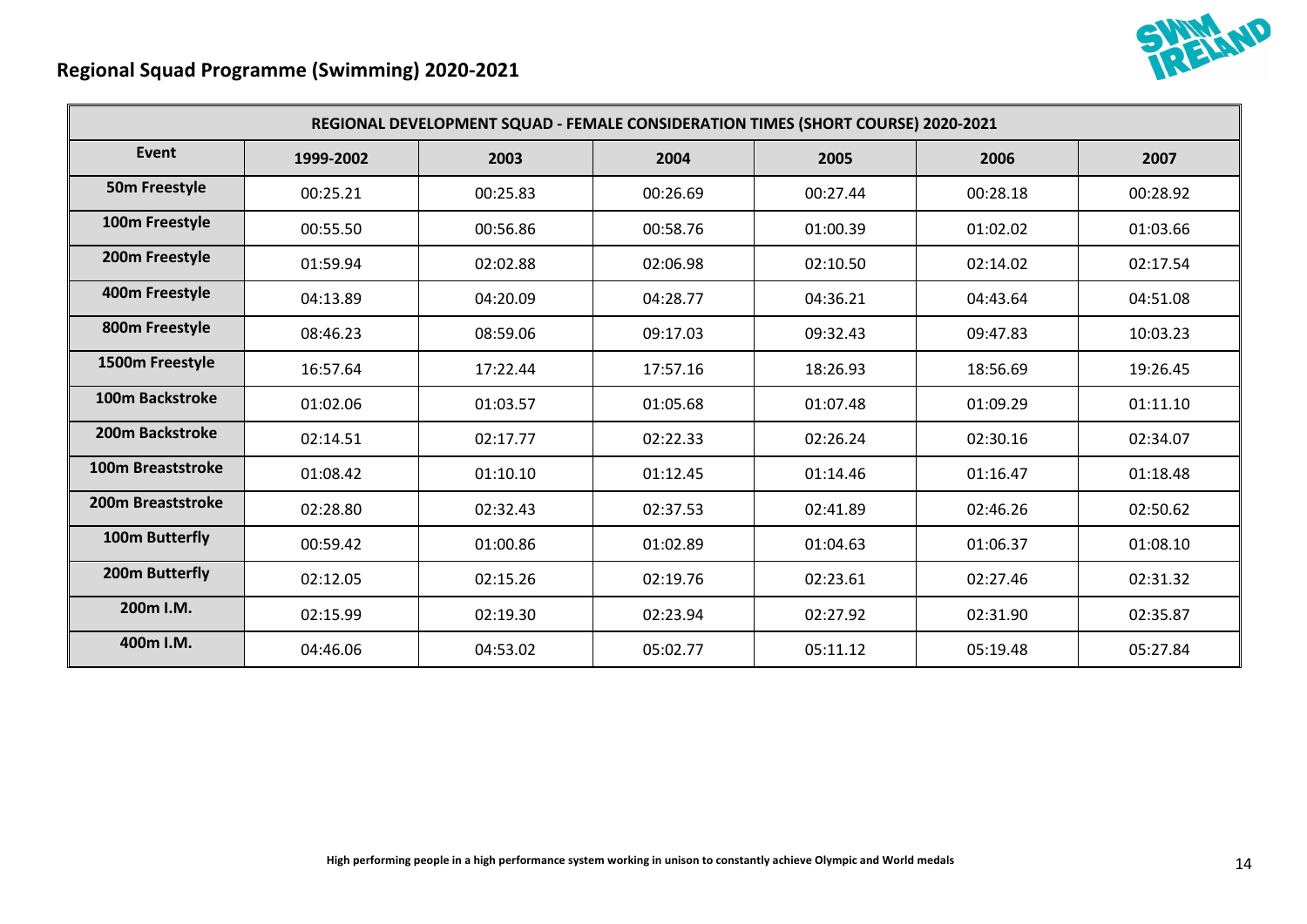## Regional Squad Programme (Swimming) 2020-2021

| REGIONAL DEVELOPMENT SQUAD - FEMALE CONSIDERATION TIMES (SHORT COURSE) 2020-2021 | | | | | | |
|---|---|---|---|---|---|---|
| **Event** | **1999-2002** | **2003** | **2004** | **2005** | **2006** | **2007** |
| **50m Freestyle** | 00:25.21 | 00:25.83 | 00:26.69 | 00:27.44 | 00:28.18 | 00:28.92 |
| **100m Freestyle** | 00:55.50 | 00:56.86 | 00:58.76 | 01:00.39 | 01:02.02 | 01:03.66 |
| **200m Freestyle** | 01:59.94 | 02:02.88 | 02:06.98 | 02:10.50 | 02:14.02 | 02:17.54 |
| **400m Freestyle** | 04:13.89 | 04:20.09 | 04:28.77 | 04:36.21 | 04:43.64 | 04:51.08 |
| **800m Freestyle** | 08:46.23 | 08:59.06 | 09:17.03 | 09:32.43 | 09:47.83 | 10:03.23 |
| **1500m Freestyle** | 16:57.64 | 17:22.44 | 17:57.16 | 18:26.93 | 18:56.69 | 19:26.45 |
| **100m Backstroke** | 01:02.06 | 01:03.57 | 01:05.68 | 01:07.48 | 01:09.29 | 01:11.10 |
| **200m Backstroke** | 02:14.51 | 02:17.77 | 02:22.33 | 02:26.24 | 02:30.16 | 02:34.07 |
| **100m Breaststroke** | 01:08.42 | 01:10.10 | 01:12.45 | 01:14.46 | 01:16.47 | 01:18.48 |
| **200m Breaststroke** | 02:28.80 | 02:32.43 | 02:37.53 | 02:41.89 | 02:46.26 | 02:50.62 |
| **100m Butterfly** | 00:59.42 | 01:00.86 | 01:02.89 | 01:04.63 | 01:06.37 | 01:08.10 |
| **200m Butterfly** | 02:12.05 | 02:15.26 | 02:19.76 | 02:23.61 | 02:27.46 | 02:31.32 |
| **200m I.M.** | 02:15.99 | 02:19.30 | 02:23.94 | 02:27.92 | 02:31.90 | 02:35.87 |
| **400m I.M.** | 04:46.06 | 04:53.02 | 05:02.77 | 05:11.12 | 05:19.48 | 05:27.84 |